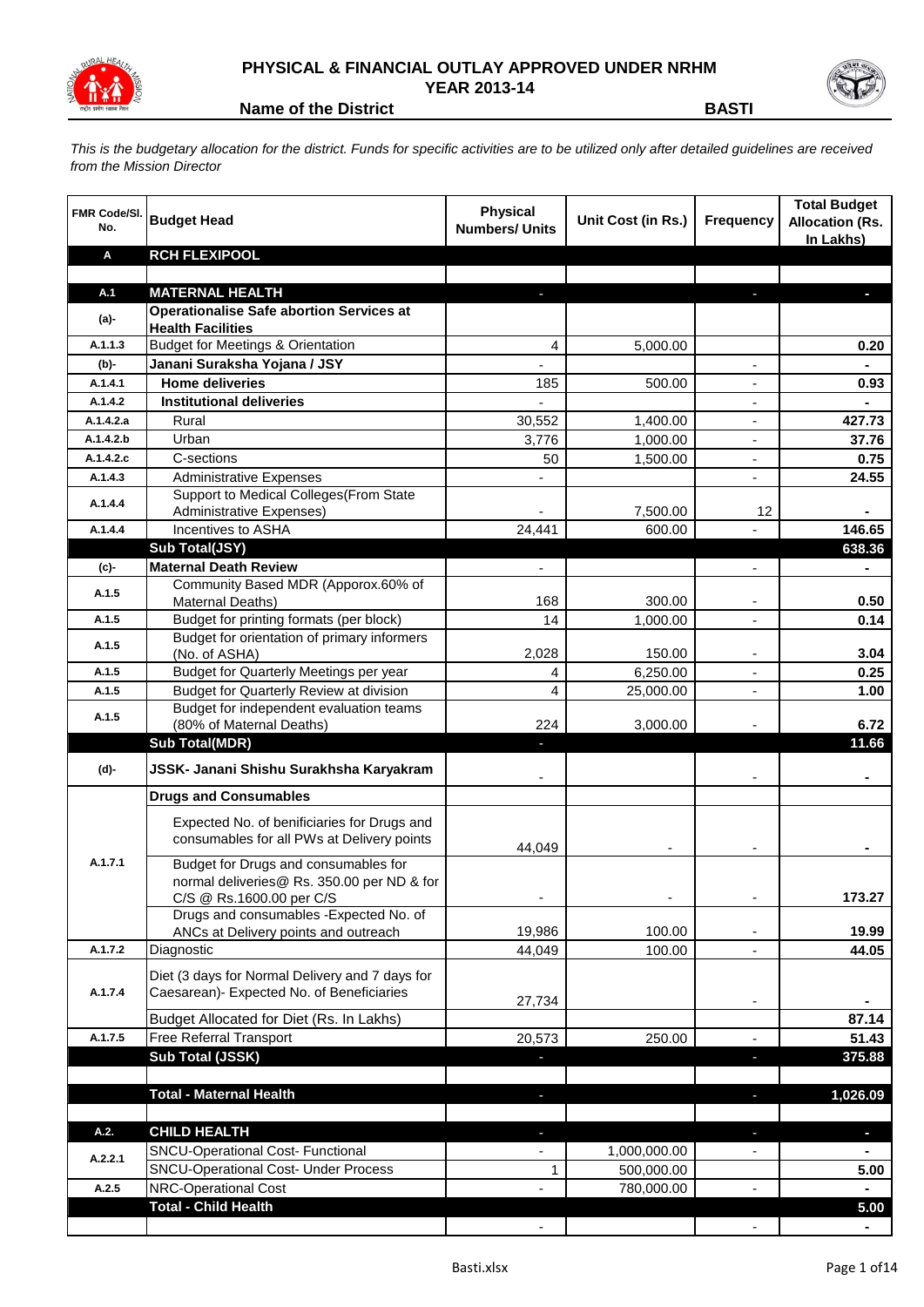# PHYSICAL & FINANCIAL OUTLAY APPROVED UNDER NRHM
## YEAR 2013-14

**Name of the District** **BASTI**

*This is the budgetary allocation for the district. Funds for specific activities are to be utilized only after detailed guidelines are received from the Mission Director*

| FMR Code/Sl. No. | Budget Head | Physical Numbers/ Units | Unit Cost (in Rs.) | Frequency | Total Budget Allocation (Rs. In Lakhs) |
|---|---|---|---|---|---|
| **A** | **RCH FLEXIPOOL** | | | | |
| | | | | | |
| **A.1** | **MATERNAL HEALTH** | - | | - | - |
| (a)- | **Operationalise Safe abortion Services at Health Facilities** | | | | |
| A.1.1.3 | Budget for Meetings & Orientation | 4 | 5,000.00 | | 0.20 |
| (b)- | **Janani Suraksha Yojana / JSY** | - | | - | - |
| A.1.4.1 | **Home deliveries** | 185 | 500.00 | - | 0.93 |
| A.1.4.2 | **Institutional deliveries** | - | | - | - |
| A.1.4.2.a | Rural | 30,552 | 1,400.00 | - | 427.73 |
| A.1.4.2.b | Urban | 3,776 | 1,000.00 | - | 37.76 |
| A.1.4.2.c | C-sections | 50 | 1,500.00 | - | 0.75 |
| A.1.4.3 | Administrative Expenses | - | | - | 24.55 |
| A.1.4.4 | Support to Medical Colleges(From State Administrative Expenses) | - | 7,500.00 | 12 | - |
| A.1.4.4 | Incentives to ASHA | 24,441 | 600.00 | - | 146.65 |
| | **Sub Total(JSY)** | | | | **638.36** |
| (c)- | **Maternal Death Review** | - | | - | - |
| A.1.5 | Community Based MDR (Apporox.60% of Maternal Deaths) | 168 | 300.00 | - | 0.50 |
| A.1.5 | Budget for printing formats (per block) | 14 | 1,000.00 | - | 0.14 |
| A.1.5 | Budget for orientation of primary informers (No. of ASHA) | 2,028 | 150.00 | - | 3.04 |
| A.1.5 | Budget for Quarterly Meetings per year | 4 | 6,250.00 | - | 0.25 |
| A.1.5 | Budget for Quarterly Review at division | 4 | 25,000.00 | - | 1.00 |
| A.1.5 | Budget for independent evaluation teams (80% of Maternal Deaths) | 224 | 3,000.00 | - | 6.72 |
| | **Sub Total(MDR)** | - | | | **11.66** |
| (d)- | **JSSK- Janani Shishu Surakhsha Karyakram** | - | | - | - |
| | **Drugs and Consumables** | | | | |
| A.1.7.1 | Expected No. of benificiaries for Drugs and consumables for all PWs at Delivery points | 44,049 | - | - | - |
| | Budget for Drugs and consumables for normal deliveries@ Rs. 350.00 per ND & for C/S @ Rs.1600.00 per C/S | - | - | - | 173.27 |
| | Drugs and consumables -Expected No. of ANCs at Delivery points and outreach | 19,986 | 100.00 | - | 19.99 |
| A.1.7.2 | Diagnostic | 44,049 | 100.00 | - | 44.05 |
| A.1.7.4 | Diet (3 days for Normal Delivery and 7 days for Caesarean)- Expected No. of Beneficiaries | 27,734 | | - | - |
| | Budget Allocated for Diet (Rs. In Lakhs) | | | | 87.14 |
| A.1.7.5 | Free Referral Transport | 20,573 | 250.00 | - | 51.43 |
| | **Sub Total (JSSK)** | - | | - | **375.88** |
| | | | | | |
| | **Total - Maternal Health** | - | | - | **1,026.09** |
| | | | | | |
| **A.2.** | **CHILD HEALTH** | - | | - | - |
| A.2.2.1 | SNCU-Operational Cost- Functional | - | 1,000,000.00 | - | - |
| | SNCU-Operational Cost- Under Process | 1 | 500,000.00 | | 5.00 |
| A.2.5 | NRC-Operational Cost | - | 780,000.00 | - | - |
| | **Total - Child Health** | | | | **5.00** |
| | | - | | - | - |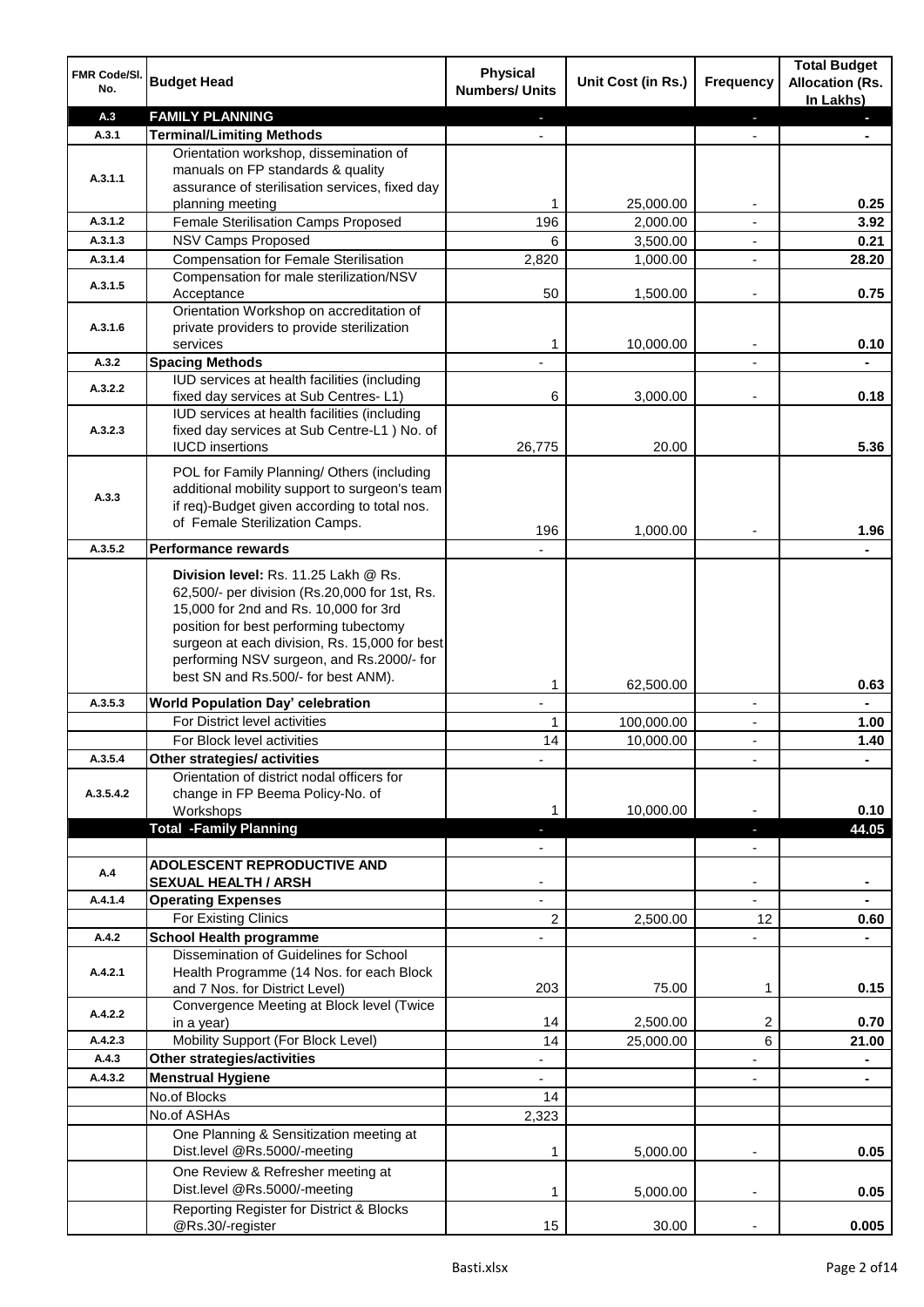| FMR Code/Sl. No. | Budget Head | Physical Numbers/ Units | Unit Cost (in Rs.) | Frequency | Total Budget Allocation (Rs. In Lakhs) |
|---|---|---|---|---|---|
| A.3 | **FAMILY PLANNING** | - | | - | - |
| A.3.1 | **Terminal/Limiting Methods** | - | | - | - |
| A.3.1.1 | Orientation workshop, dissemination of manuals on FP standards & quality assurance of sterilisation services, fixed day planning meeting | 1 | 25,000.00 | - | 0.25 |
| A.3.1.2 | Female Sterilisation Camps Proposed | 196 | 2,000.00 | - | 3.92 |
| A.3.1.3 | NSV Camps Proposed | 6 | 3,500.00 | - | 0.21 |
| A.3.1.4 | Compensation for Female Sterilisation | 2,820 | 1,000.00 | - | 28.20 |
| A.3.1.5 | Compensation for male sterilization/NSV Acceptance | 50 | 1,500.00 | - | 0.75 |
| A.3.1.6 | Orientation Workshop on accreditation of private providers to provide sterilization services | 1 | 10,000.00 | - | 0.10 |
| A.3.2 | **Spacing Methods** | - | | - | - |
| A.3.2.2 | IUD services at health facilities (including fixed day services at Sub Centres- L1) | 6 | 3,000.00 | - | 0.18 |
| A.3.2.3 | IUD services at health facilities (including fixed day services at Sub Centre-L1 ) No. of IUCD insertions | 26,775 | 20.00 | | 5.36 |
| A.3.3 | POL for Family Planning/ Others (including additional mobility support to surgeon's team if req)-Budget given according to total nos. of Female Sterilization Camps. | 196 | 1,000.00 | - | 1.96 |
| A.3.5.2 | **Performance rewards** | - | | | - |
| | **Division level:** Rs. 11.25 Lakh @ Rs. 62,500/- per division (Rs.20,000 for 1st, Rs. 15,000 for 2nd and Rs. 10,000 for 3rd position for best performing tubectomy surgeon at each division, Rs. 15,000 for best performing NSV surgeon, and Rs.2000/- for best SN and Rs.500/- for best ANM). | 1 | 62,500.00 | | 0.63 |
| A.3.5.3 | **World Population Day' celebration** | - | | - | - |
| | For District level activities | 1 | 100,000.00 | - | 1.00 |
| | For Block level activities | 14 | 10,000.00 | - | 1.40 |
| A.3.5.4 | **Other strategies/ activities** | - | | - | - |
| A.3.5.4.2 | Orientation of district nodal officers for change in FP Beema Policy-No. of Workshops | 1 | 10,000.00 | - | 0.10 |
| | **Total -Family Planning** | - | | - | 44.05 |
| | | - | | - | |
| A.4 | **ADOLESCENT REPRODUCTIVE AND SEXUAL HEALTH / ARSH** | - | | - | - |
| A.4.1.4 | **Operating Expenses** | - | | - | - |
| | For Existing Clinics | 2 | 2,500.00 | 12 | 0.60 |
| A.4.2 | **School Health programme** | - | | - | - |
| A.4.2.1 | Dissemination of Guidelines for School Health Programme (14 Nos. for each Block and 7 Nos. for District Level) | 203 | 75.00 | 1 | 0.15 |
| A.4.2.2 | Convergence Meeting at Block level (Twice in a year) | 14 | 2,500.00 | 2 | 0.70 |
| A.4.2.3 | Mobility Support (For Block Level) | 14 | 25,000.00 | 6 | 21.00 |
| A.4.3 | **Other strategies/activities** | - | | - | - |
| A.4.3.2 | **Menstrual Hygiene** | - | | - | - |
| | No.of Blocks | 14 | | | |
| | No.of ASHAs | 2,323 | | | |
| | One Planning & Sensitization meeting at Dist.level @Rs.5000/-meeting | 1 | 5,000.00 | - | 0.05 |
| | One Review & Refresher meeting at Dist.level @Rs.5000/-meeting | 1 | 5,000.00 | - | 0.05 |
| | Reporting Register for District & Blocks @Rs.30/-register | 15 | 30.00 | - | 0.005 |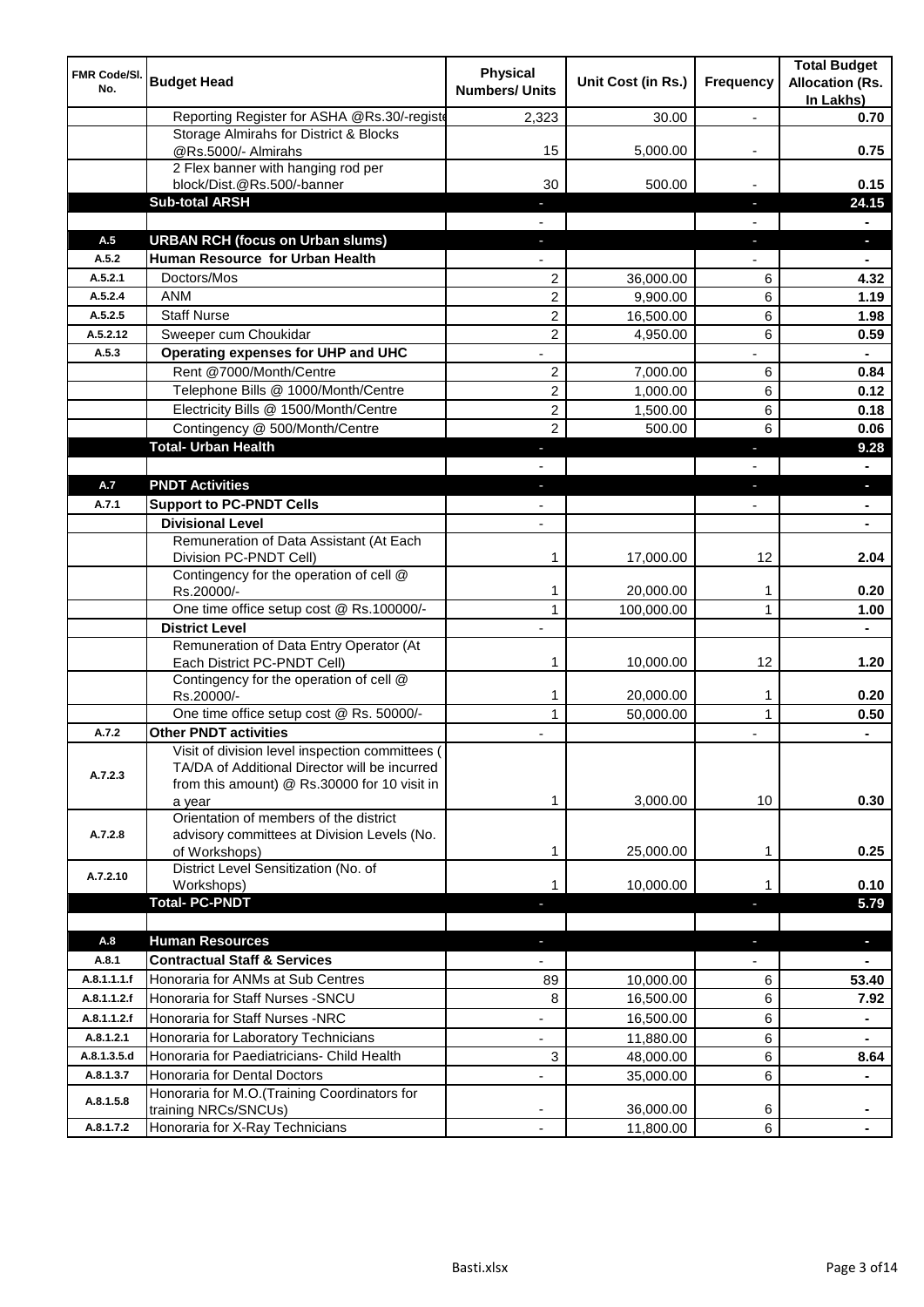| FMR Code/Sl. No. | Budget Head | Physical Numbers/ Units | Unit Cost (in Rs.) | Frequency | Total Budget Allocation (Rs. In Lakhs) |
|---|---|---|---|---|---|
| | Reporting Register for ASHA @Rs.30/-registe | 2,323 | 30.00 | - | 0.70 |
| | Storage Almirahs for District & Blocks @Rs.5000/- Almirahs | 15 | 5,000.00 | - | 0.75 |
| | 2 Flex banner with hanging rod per block/Dist.@Rs.500/-banner | 30 | 500.00 | - | 0.15 |
| | **Sub-total ARSH** | - | | - | **24.15** |
| | | - | | - | - |
| **A.5** | **URBAN RCH (focus on Urban slums)** | - | | - | - |
| **A.5.2** | **Human Resource for Urban Health** | - | | - | - |
| A.5.2.1 | Doctors/Mos | 2 | 36,000.00 | 6 | **4.32** |
| A.5.2.4 | ANM | 2 | 9,900.00 | 6 | **1.19** |
| A.5.2.5 | Staff Nurse | 2 | 16,500.00 | 6 | **1.98** |
| A.5.2.12 | Sweeper cum Choukidar | 2 | 4,950.00 | 6 | **0.59** |
| **A.5.3** | **Operating expenses for UHP and UHC** | - | | - | - |
| | Rent @7000/Month/Centre | 2 | 7,000.00 | 6 | **0.84** |
| | Telephone Bills @ 1000/Month/Centre | 2 | 1,000.00 | 6 | **0.12** |
| | Electricity Bills @ 1500/Month/Centre | 2 | 1,500.00 | 6 | **0.18** |
| | Contingency @ 500/Month/Centre | 2 | 500.00 | 6 | **0.06** |
| | **Total- Urban Health** | - | | - | **9.28** |
| | | - | | - | - |
| **A.7** | **PNDT Activities** | - | | - | - |
| **A.7.1** | **Support to PC-PNDT Cells** | - | | - | - |
| | **Divisional Level** | - | | | - |
| | Remuneration of Data Assistant (At Each Division PC-PNDT Cell) | 1 | 17,000.00 | 12 | **2.04** |
| | Contingency for the operation of cell @ Rs.20000/- | 1 | 20,000.00 | 1 | **0.20** |
| | One time office setup cost @ Rs.100000/- | 1 | 100,000.00 | 1 | **1.00** |
| | **District Level** | - | | | - |
| | Remuneration of Data Entry Operator (At Each District PC-PNDT Cell) | 1 | 10,000.00 | 12 | **1.20** |
| | Contingency for the operation of cell @ Rs.20000/- | 1 | 20,000.00 | 1 | **0.20** |
| | One time office setup cost @ Rs. 50000/- | 1 | 50,000.00 | 1 | **0.50** |
| **A.7.2** | **Other PNDT activities** | - | | - | - |
| A.7.2.3 | Visit of division level inspection committees ( TA/DA of Additional Director will be incurred from this amount) @ Rs.30000 for 10 visit in a year | 1 | 3,000.00 | 10 | **0.30** |
| A.7.2.8 | Orientation of members of the district advisory committees at Division Levels (No. of Workshops) | 1 | 25,000.00 | 1 | **0.25** |
| A.7.2.10 | District Level Sensitization (No. of Workshops) | 1 | 10,000.00 | 1 | **0.10** |
| | **Total- PC-PNDT** | - | | - | **5.79** |
| | | | | | |
| **A.8** | **Human Resources** | - | | - | - |
| **A.8.1** | **Contractual Staff & Services** | - | | - | - |
| A.8.1.1.1.f | Honoraria for ANMs at Sub Centres | 89 | 10,000.00 | 6 | **53.40** |
| A.8.1.1.2.f | Honoraria for Staff Nurses -SNCU | 8 | 16,500.00 | 6 | **7.92** |
| A.8.1.1.2.f | Honoraria for Staff Nurses -NRC | - | 16,500.00 | 6 | - |
| A.8.1.2.1 | Honoraria for Laboratory Technicians | - | 11,880.00 | 6 | - |
| A.8.1.3.5.d | Honoraria for Paediatricians- Child Health | 3 | 48,000.00 | 6 | **8.64** |
| A.8.1.3.7 | Honoraria for Dental Doctors | - | 35,000.00 | 6 | - |
| A.8.1.5.8 | Honoraria for M.O.(Training Coordinators for training NRCs/SNCUs) | - | 36,000.00 | 6 | - |
| A.8.1.7.2 | Honoraria for X-Ray Technicians | - | 11,800.00 | 6 | - |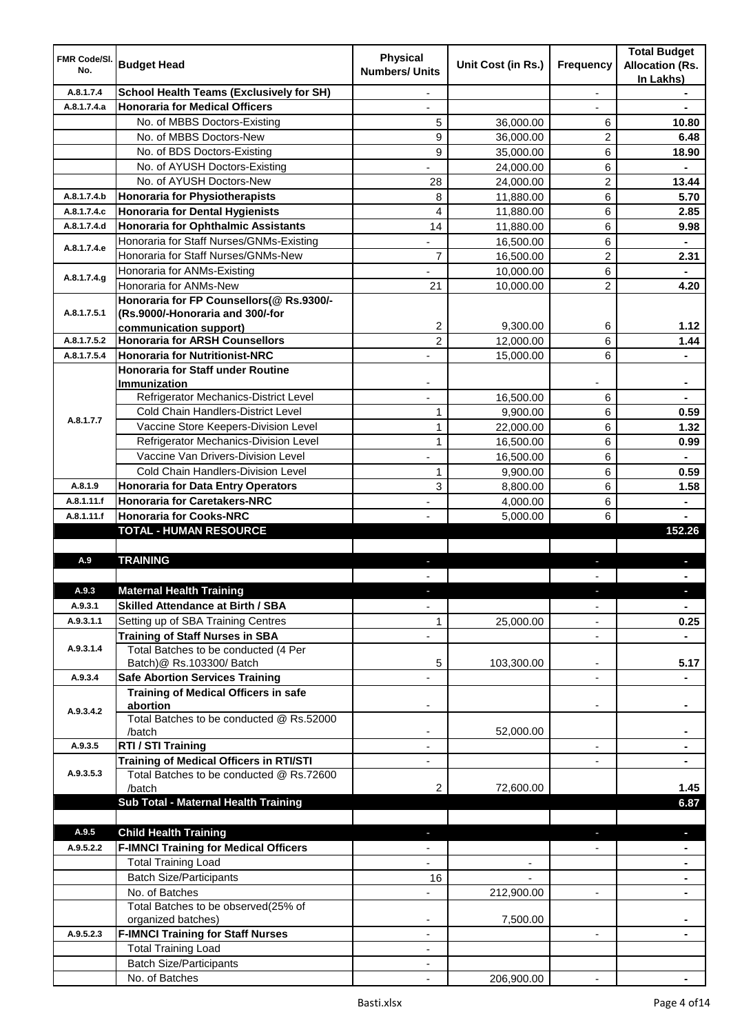| FMR Code/Sl. No. | Budget Head | Physical Numbers/ Units | Unit Cost (in Rs.) | Frequency | Total Budget Allocation (Rs. In Lakhs) |
|---|---|---|---|---|---|
| A.8.1.7.4 | **School Health Teams (Exclusively for SH)** | - | | - | - |
| A.8.1.7.4.a | **Honoraria for Medical Officers** | - | | - | - |
| | No. of MBBS Doctors-Existing | 5 | 36,000.00 | 6 | **10.80** |
| | No. of MBBS Doctors-New | 9 | 36,000.00 | 2 | **6.48** |
| | No. of BDS Doctors-Existing | 9 | 35,000.00 | 6 | **18.90** |
| | No. of AYUSH Doctors-Existing | - | 24,000.00 | 6 | - |
| | No. of AYUSH Doctors-New | 28 | 24,000.00 | 2 | **13.44** |
| A.8.1.7.4.b | **Honoraria for Physiotherapists** | 8 | 11,880.00 | 6 | **5.70** |
| A.8.1.7.4.c | **Honoraria for Dental Hygienists** | 4 | 11,880.00 | 6 | **2.85** |
| A.8.1.7.4.d | **Honoraria for Ophthalmic Assistants** | 14 | 11,880.00 | 6 | **9.98** |
| A.8.1.7.4.e | Honoraria for Staff Nurses/GNMs-Existing | - | 16,500.00 | 6 | - |
| | Honoraria for Staff Nurses/GNMs-New | 7 | 16,500.00 | 2 | **2.31** |
| A.8.1.7.4.g | Honoraria for ANMs-Existing | - | 10,000.00 | 6 | - |
| | Honoraria for ANMs-New | 21 | 10,000.00 | 2 | **4.20** |
| A.8.1.7.5.1 | **Honoraria for FP Counsellors(@ Rs.9300/- (Rs.9000/-Honoraria and 300/-for communication support)** | 2 | 9,300.00 | 6 | **1.12** |
| A.8.1.7.5.2 | **Honoraria for ARSH Counsellors** | 2 | 12,000.00 | 6 | **1.44** |
| A.8.1.7.5.4 | **Honoraria for Nutritionist-NRC** | - | 15,000.00 | 6 | - |
| A.8.1.7.7 | **Honoraria for Staff under Routine Immunization** | - | | - | - |
| | Refrigerator Mechanics-District Level | - | 16,500.00 | 6 | - |
| | Cold Chain Handlers-District Level | 1 | 9,900.00 | 6 | **0.59** |
| | Vaccine Store Keepers-Division Level | 1 | 22,000.00 | 6 | **1.32** |
| | Refrigerator Mechanics-Division Level | 1 | 16,500.00 | 6 | **0.99** |
| | Vaccine Van Drivers-Division Level | - | 16,500.00 | 6 | - |
| | Cold Chain Handlers-Division Level | 1 | 9,900.00 | 6 | **0.59** |
| A.8.1.9 | **Honoraria for Data Entry Operators** | 3 | 8,800.00 | 6 | **1.58** |
| A.8.1.11.f | **Honoraria for Caretakers-NRC** | - | 4,000.00 | 6 | - |
| A.8.1.11.f | **Honoraria for Cooks-NRC** | - | 5,000.00 | 6 | - |
| | **TOTAL - HUMAN RESOURCE** | | | | **152.26** |
| | | | | | |
| A.9 | **TRAINING** | - | | - | - |
| | | - | | - | - |
| A.9.3 | **Maternal Health Training** | - | | - | - |
| A.9.3.1 | **Skilled Attendance at Birth / SBA** | - | | - | - |
| A.9.3.1.1 | Setting up of SBA Training Centres | 1 | 25,000.00 | - | **0.25** |
| A.9.3.1.4 | **Training of Staff Nurses in SBA** | - | | - | - |
| | Total Batches to be conducted (4 Per Batch)@ Rs.103300/ Batch | 5 | 103,300.00 | - | **5.17** |
| A.9.3.4 | **Safe Abortion Services Training** | - | | - | - |
| A.9.3.4.2 | **Training of Medical Officers in safe abortion** | - | | - | - |
| | Total Batches to be conducted @ Rs.52000 /batch | - | 52,000.00 | | - |
| A.9.3.5 | **RTI / STI Training** | - | | - | - |
| A.9.3.5.3 | **Training of Medical Officers in RTI/STI** | - | | - | - |
| | Total Batches to be conducted @ Rs.72600 /batch | 2 | 72,600.00 | | **1.45** |
| | **Sub Total - Maternal Health Training** | | | | **6.87** |
| | | | | | |
| A.9.5 | **Child Health Training** | - | | - | - |
| A.9.5.2.2 | **F-IMNCI Training for Medical Officers** | - | | - | - |
| | Total Training Load | - | - | | - |
| | Batch Size/Participants | 16 | - | | - |
| | No. of Batches | - | 212,900.00 | - | - |
| | Total Batches to be observed(25% of organized batches) | - | 7,500.00 | | - |
| A.9.5.2.3 | **F-IMNCI Training for Staff Nurses** | - | | - | - |
| | Total Training Load | - | | | |
| | Batch Size/Participants | - | | | |
| | No. of Batches | - | 206,900.00 | - | - |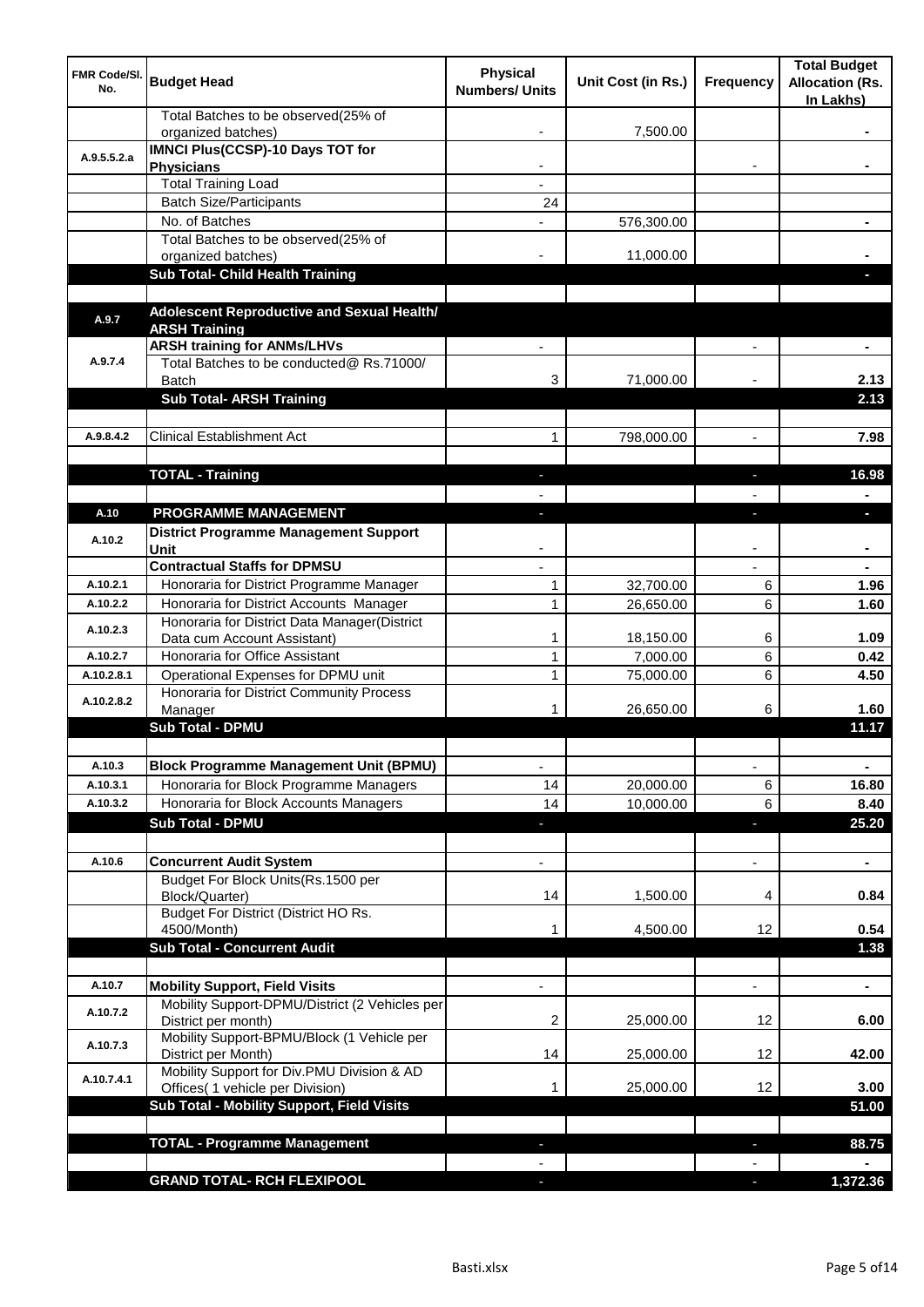| FMR Code/Sl. No. | Budget Head | Physical Numbers/ Units | Unit Cost (in Rs.) | Frequency | Total Budget Allocation (Rs. In Lakhs) |
|---|---|---|---|---|---|
| | Total Batches to be observed(25% of organized batches) | - | 7,500.00 | | - |
| A.9.5.5.2.a | **IMNCI Plus(CCSP)-10 Days TOT for Physicians** | - | | - | - |
| | Total Training Load | - | | | |
| | Batch Size/Participants | 24 | | | |
| | No. of Batches | - | 576,300.00 | | - |
| | Total Batches to be observed(25% of organized batches) | - | 11,000.00 | | - |
| | **Sub Total- Child Health Training** | | | | - |
| | | | | | |
| A.9.7 | **Adolescent Reproductive and Sexual Health/ ARSH Training** | | | | |
| A.9.7.4 | **ARSH training for ANMs/LHVs** | - | | - | - |
| | Total Batches to be conducted@ Rs.71000/ Batch | 3 | 71,000.00 | - | 2.13 |
| | **Sub Total- ARSH Training** | | | | **2.13** |
| | | | | | |
| A.9.8.4.2 | Clinical Establishment Act | 1 | 798,000.00 | - | **7.98** |
| | | | | | |
| | **TOTAL - Training** | - | | - | **16.98** |
| | | - | | - | - |
| A.10 | **PROGRAMME MANAGEMENT** | - | | - | - |
| A.10.2 | **District Programme Management Support Unit** | - | | - | - |
| | **Contractual Staffs for DPMSU** | - | | - | - |
| A.10.2.1 | Honoraria for District Programme Manager | 1 | 32,700.00 | 6 | **1.96** |
| A.10.2.2 | Honoraria for District Accounts Manager | 1 | 26,650.00 | 6 | **1.60** |
| A.10.2.3 | Honoraria for District Data Manager(District Data cum Account Assistant) | 1 | 18,150.00 | 6 | **1.09** |
| A.10.2.7 | Honoraria for Office Assistant | 1 | 7,000.00 | 6 | **0.42** |
| A.10.2.8.1 | Operational Expenses for DPMU unit | 1 | 75,000.00 | 6 | **4.50** |
| A.10.2.8.2 | Honoraria for District Community Process Manager | 1 | 26,650.00 | 6 | **1.60** |
| | **Sub Total - DPMU** | | | | **11.17** |
| | | | | | |
| A.10.3 | **Block Programme Management Unit (BPMU)** | - | | - | - |
| A.10.3.1 | Honoraria for Block Programme Managers | 14 | 20,000.00 | 6 | **16.80** |
| A.10.3.2 | Honoraria for Block Accounts Managers | 14 | 10,000.00 | 6 | **8.40** |
| | **Sub Total - DPMU** | - | | - | **25.20** |
| | | | | | |
| A.10.6 | **Concurrent Audit System** | - | | - | - |
| | Budget For Block Units(Rs.1500 per Block/Quarter) | 14 | 1,500.00 | 4 | **0.84** |
| | Budget For District (District HO Rs. 4500/Month) | 1 | 4,500.00 | 12 | **0.54** |
| | **Sub Total - Concurrent Audit** | | | | **1.38** |
| | | | | | |
| A.10.7 | **Mobility Support, Field Visits** | - | | - | - |
| A.10.7.2 | Mobility Support-DPMU/District (2 Vehicles per District per month) | 2 | 25,000.00 | 12 | **6.00** |
| A.10.7.3 | Mobility Support-BPMU/Block (1 Vehicle per District per Month) | 14 | 25,000.00 | 12 | **42.00** |
| A.10.7.4.1 | Mobility Support for Div.PMU Division & AD Offices( 1 vehicle per Division) | 1 | 25,000.00 | 12 | **3.00** |
| | **Sub Total - Mobility Support, Field Visits** | | | | **51.00** |
| | | | | | |
| | **TOTAL - Programme Management** | - | | - | **88.75** |
| | | - | | - | - |
| | **GRAND TOTAL- RCH FLEXIPOOL** | - | | - | **1,372.36** |

Basti.xlsx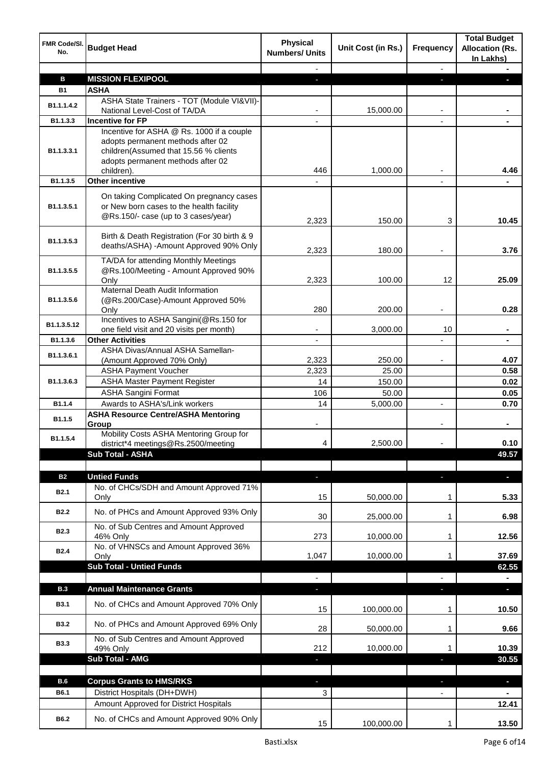| FMR Code/Sl. No. | Budget Head | Physical Numbers/ Units | Unit Cost (in Rs.) | Frequency | Total Budget Allocation (Rs. In Lakhs) |
|---|---|---|---|---|---|
| | | - | | - | - |
| **B** | **MISSION FLEXIPOOL** | - | | - | - |
| **B1** | **ASHA** | | | | |
| B1.1.1.4.2 | ASHA State Trainers - TOT (Module VI&VII)-National Level-Cost of TA/DA | - | 15,000.00 | - | - |
| B1.1.3.3 | **Incentive for FP** | - | | - | - |
| B1.1.3.3.1 | Incentive for ASHA @ Rs. 1000 if a couple adopts permanent methods after 02 children(Assumed that 15.56 % clients adopts permanent methods after 02 children). | 446 | 1,000.00 | - | 4.46 |
| B1.1.3.5 | **Other incentive** | - | | - | - |
| B1.1.3.5.1 | On taking Complicated On pregnancy cases or New born cases to the health facility @Rs.150/- case (up to 3 cases/year) | 2,323 | 150.00 | 3 | 10.45 |
| B1.1.3.5.3 | Birth & Death Registration (For 30 birth & 9 deaths/ASHA) -Amount Approved 90% Only | 2,323 | 180.00 | - | 3.76 |
| B1.1.3.5.5 | TA/DA for attending Monthly Meetings @Rs.100/Meeting - Amount Approved 90% Only | 2,323 | 100.00 | 12 | 25.09 |
| B1.1.3.5.6 | Maternal Death Audit Information (@Rs.200/Case)-Amount Approved 50% Only | 280 | 200.00 | - | 0.28 |
| B1.1.3.5.12 | Incentives to ASHA Sangini(@Rs.150 for one field visit and 20 visits per month) | - | 3,000.00 | 10 | - |
| B1.1.3.6 | **Other Activities** | - | | - | - |
| B1.1.3.6.1 | ASHA Divas/Annual ASHA Samellan-(Amount Approved 70% Only) | 2,323 | 250.00 | - | 4.07 |
| B1.1.3.6.3 | ASHA Payment Voucher | 2,323 | 25.00 | | 0.58 |
| | ASHA Master Payment Register | 14 | 150.00 | | 0.02 |
| | ASHA Sangini Format | 106 | 50.00 | | 0.05 |
| B1.1.4 | Awards to ASHA's/Link workers | 14 | 5,000.00 | - | 0.70 |
| B1.1.5 | **ASHA Resource Centre/ASHA Mentoring Group** | - | | - | - |
| B1.1.5.4 | Mobility Costs ASHA Mentoring Group for district*4 meetings@Rs.2500/meeting | 4 | 2,500.00 | - | 0.10 |
| | **Sub Total - ASHA** | | | | **49.57** |
| | | | | | |
| **B2** | **Untied Funds** | - | | - | - |
| B2.1 | No. of CHCs/SDH and Amount Approved 71% Only | 15 | 50,000.00 | 1 | 5.33 |
| B2.2 | No. of PHCs and Amount Approved 93% Only | 30 | 25,000.00 | 1 | 6.98 |
| B2.3 | No. of Sub Centres and Amount Approved 46% Only | 273 | 10,000.00 | 1 | 12.56 |
| B2.4 | No. of VHNSCs and Amount Approved 36% Only | 1,047 | 10,000.00 | 1 | 37.69 |
| | **Sub Total - Untied Funds** | | | | **62.55** |
| | | - | | - | - |
| **B.3** | **Annual Maintenance Grants** | - | | - | - |
| B3.1 | No. of CHCs and Amount Approved 70% Only | 15 | 100,000.00 | 1 | 10.50 |
| B3.2 | No. of PHCs and Amount Approved 69% Only | 28 | 50,000.00 | 1 | 9.66 |
| B3.3 | No. of Sub Centres and Amount Approved 49% Only | 212 | 10,000.00 | 1 | 10.39 |
| | **Sub Total - AMG** | - | | - | **30.55** |
| | | | | | |
| **B.6** | **Corpus Grants to HMS/RKS** | - | | - | - |
| B6.1 | District Hospitals (DH+DWH) | 3 | | - | - |
| | Amount Approved for District Hospitals | | | | 12.41 |
| B6.2 | No. of CHCs and Amount Approved 90% Only | 15 | 100,000.00 | 1 | 13.50 |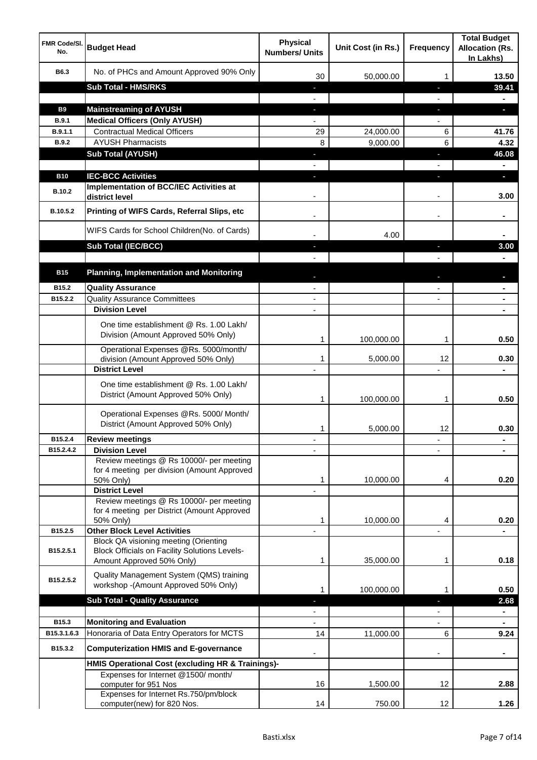| FMR Code/Sl. No. | Budget Head | Physical Numbers/ Units | Unit Cost (in Rs.) | Frequency | Total Budget Allocation (Rs. In Lakhs) |
|---|---|---|---|---|---|
| B6.3 | No. of PHCs and Amount Approved 90% Only | 30 | 50,000.00 | 1 | 13.50 |
| | **Sub Total - HMS/RKS** | - | | - | **39.41** |
| | | - | | - | - |
| **B9** | **Mainstreaming of AYUSH** | - | | - | - |
| B.9.1 | **Medical Officers (Only AYUSH)** | - | | - | |
| B.9.1.1 | Contractual Medical Officers | 29 | 24,000.00 | 6 | 41.76 |
| B.9.2 | AYUSH Pharmacists | 8 | 9,000.00 | 6 | 4.32 |
| | **Sub Total (AYUSH)** | - | | - | **46.08** |
| | | - | | - | - |
| **B10** | **IEC-BCC Activities** | - | | - | - |
| B.10.2 | **Implementation of BCC/IEC Activities at district level** | - | | - | 3.00 |
| B.10.5.2 | **Printing of WIFS Cards, Referral Slips, etc** | - | | - | - |
| | WIFS Cards for School Children(No. of Cards) | - | 4.00 | | - |
| | **Sub Total (IEC/BCC)** | - | | - | **3.00** |
| | | - | | - | - |
| **B15** | **Planning, Implementation and Monitoring** | - | | - | - |
| B15.2 | **Quality Assurance** | - | | - | - |
| B15.2.2 | Quality Assurance Committees | - | | - | - |
| | **Division Level** | - | | | - |
| | One time establishment @ Rs. 1.00 Lakh/ Division (Amount Approved 50% Only) | 1 | 100,000.00 | 1 | 0.50 |
| | Operational Expenses @Rs. 5000/month/ division (Amount Approved 50% Only) | 1 | 5,000.00 | 12 | 0.30 |
| | **District Level** | - | | - | - |
| | One time establishment @ Rs. 1.00 Lakh/ District (Amount Approved 50% Only) | 1 | 100,000.00 | 1 | 0.50 |
| | Operational Expenses @Rs. 5000/ Month/ District (Amount Approved 50% Only) | 1 | 5,000.00 | 12 | 0.30 |
| B15.2.4 | **Review meetings** | - | | - | - |
| B15.2.4.2 | **Division Level** | - | | - | - |
| | Review meetings @ Rs 10000/- per meeting for 4 meeting per division (Amount Approved 50% Only) | 1 | 10,000.00 | 4 | 0.20 |
| | **District Level** | - | | | |
| | Review meetings @ Rs 10000/- per meeting for 4 meeting per District (Amount Approved 50% Only) | 1 | 10,000.00 | 4 | 0.20 |
| B15.2.5 | **Other Block Level Activities** | - | | - | - |
| B15.2.5.1 | Block QA visioning meeting (Orienting Block Officials on Facility Solutions Levels- Amount Approved 50% Only) | 1 | 35,000.00 | 1 | 0.18 |
| B15.2.5.2 | Quality Management System (QMS) training workshop -(Amount Approved 50% Only) | 1 | 100,000.00 | 1 | 0.50 |
| | **Sub Total - Quality Assurance** | - | | - | **2.68** |
| | | - | | - | - |
| B15.3 | **Monitoring and Evaluation** | - | | - | - |
| B15.3.1.6.3 | Honoraria of Data Entry Operators for MCTS | 14 | 11,000.00 | 6 | 9.24 |
| B15.3.2 | **Computerization HMIS and E-governance** | - | | - | - |
| | **HMIS Operational Cost (excluding HR & Trainings)-** | | | | |
| | Expenses for Internet @1500/ month/ computer for 951 Nos | 16 | 1,500.00 | 12 | 2.88 |
| | Expenses for Internet Rs.750/pm/block computer(new) for 820 Nos. | 14 | 750.00 | 12 | 1.26 |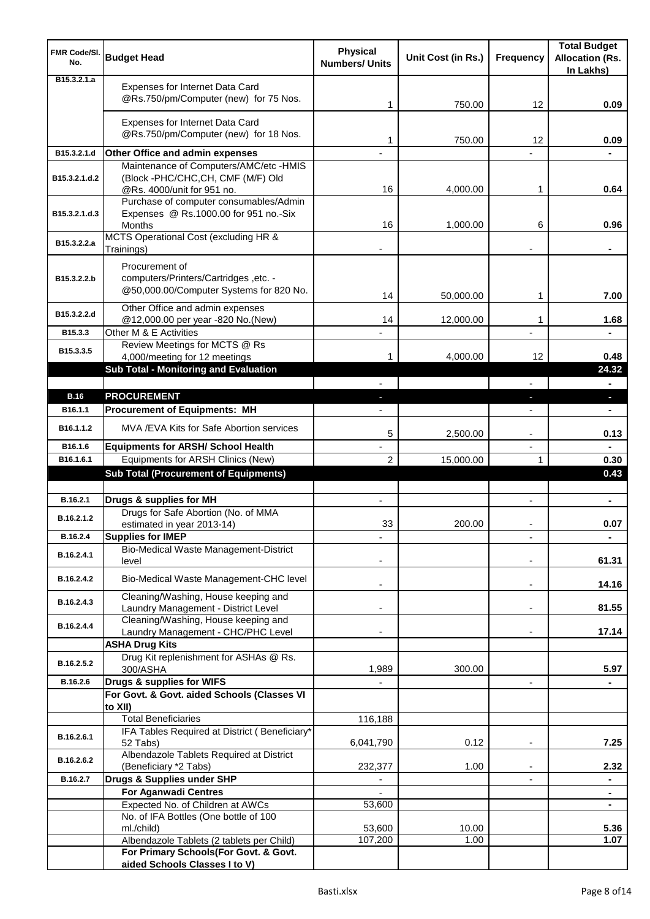| FMR Code/Sl. No. | Budget Head | Physical Numbers/ Units | Unit Cost (in Rs.) | Frequency | Total Budget Allocation (Rs. In Lakhs) |
|---|---|---|---|---|---|
| B15.3.2.1.a | Expenses for Internet Data Card @Rs.750/pm/Computer (new) for 75 Nos. | 1 | 750.00 | 12 | 0.09 |
| | Expenses for Internet Data Card @Rs.750/pm/Computer (new) for 18 Nos. | 1 | 750.00 | 12 | 0.09 |
| B15.3.2.1.d | **Other Office and admin expenses** | - | | - | - |
| B15.3.2.1.d.2 | Maintenance of Computers/AMC/etc -HMIS (Block -PHC/CHC,CH, CMF (M/F) Old @Rs. 4000/unit for 951 no. | 16 | 4,000.00 | 1 | 0.64 |
| B15.3.2.1.d.3 | Purchase of computer consumables/Admin Expenses @ Rs.1000.00 for 951 no.-Six Months | 16 | 1,000.00 | 6 | 0.96 |
| B15.3.2.2.a | MCTS Operational Cost (excluding HR & Trainings) | - | | - | - |
| B15.3.2.2.b | Procurement of computers/Printers/Cartridges ,etc. - @50,000.00/Computer Systems for 820 No. | 14 | 50,000.00 | 1 | 7.00 |
| B15.3.2.2.d | Other Office and admin expenses @12,000.00 per year -820 No.(New) | 14 | 12,000.00 | 1 | 1.68 |
| B15.3.3 | Other M & E Activities | - | | - | - |
| B15.3.3.5 | Review Meetings for MCTS @ Rs 4,000/meeting for 12 meetings | 1 | 4,000.00 | 12 | 0.48 |
| | **Sub Total - Monitoring and Evaluation** | | | | **24.32** |
| | | - | | - | - |
| **B.16** | **PROCUREMENT** | - | | - | - |
| B16.1.1 | **Procurement of Equipments: MH** | - | | - | - |
| B16.1.1.2 | MVA /EVA Kits for Safe Abortion services | 5 | 2,500.00 | - | 0.13 |
| B16.1.6 | **Equipments for ARSH/ School Health** | - | | - | - |
| B16.1.6.1 | Equipments for ARSH Clinics (New) | 2 | 15,000.00 | 1 | 0.30 |
| | **Sub Total (Procurement of Equipments)** | | | | **0.43** |
| | | | | | |
| B.16.2.1 | **Drugs & supplies for MH** | - | | - | - |
| B.16.2.1.2 | Drugs for Safe Abortion (No. of MMA estimated in year 2013-14) | 33 | 200.00 | - | 0.07 |
| B.16.2.4 | **Supplies for IMEP** | - | | - | - |
| B.16.2.4.1 | Bio-Medical Waste Management-District level | - | | - | 61.31 |
| B.16.2.4.2 | Bio-Medical Waste Management-CHC level | - | | - | 14.16 |
| B.16.2.4.3 | Cleaning/Washing, House keeping and Laundry Management - District Level | - | | - | 81.55 |
| B.16.2.4.4 | Cleaning/Washing, House keeping and Laundry Management - CHC/PHC Level | - | | - | 17.14 |
| | **ASHA Drug Kits** | | | | |
| B.16.2.5.2 | Drug Kit replenishment for ASHAs @ Rs. 300/ASHA | 1,989 | 300.00 | | 5.97 |
| B.16.2.6 | **Drugs & supplies for WIFS** | - | | - | - |
| | **For Govt. & Govt. aided Schools (Classes VI to XII)** | | | | |
| | Total Beneficiaries | 116,188 | | | |
| B.16.2.6.1 | IFA Tables Required at District ( Beneficiary* 52 Tabs) | 6,041,790 | 0.12 | - | 7.25 |
| B.16.2.6.2 | Albendazole Tablets Required at District (Beneficiary *2 Tabs) | 232,377 | 1.00 | - | 2.32 |
| B.16.2.7 | **Drugs & Supplies under SHP** | - | | - | - |
| | **For Aganwadi Centres** | - | | | - |
| | Expected No. of Children at AWCs | 53,600 | | | - |
| | No. of IFA Bottles (One bottle of 100 ml./child) | 53,600 | 10.00 | | 5.36 |
| | Albendazole Tablets (2 tablets per Child) | 107,200 | 1.00 | | 1.07 |
| | **For Primary Schools(For Govt. & Govt. aided Schools Classes I to V)** | | | | |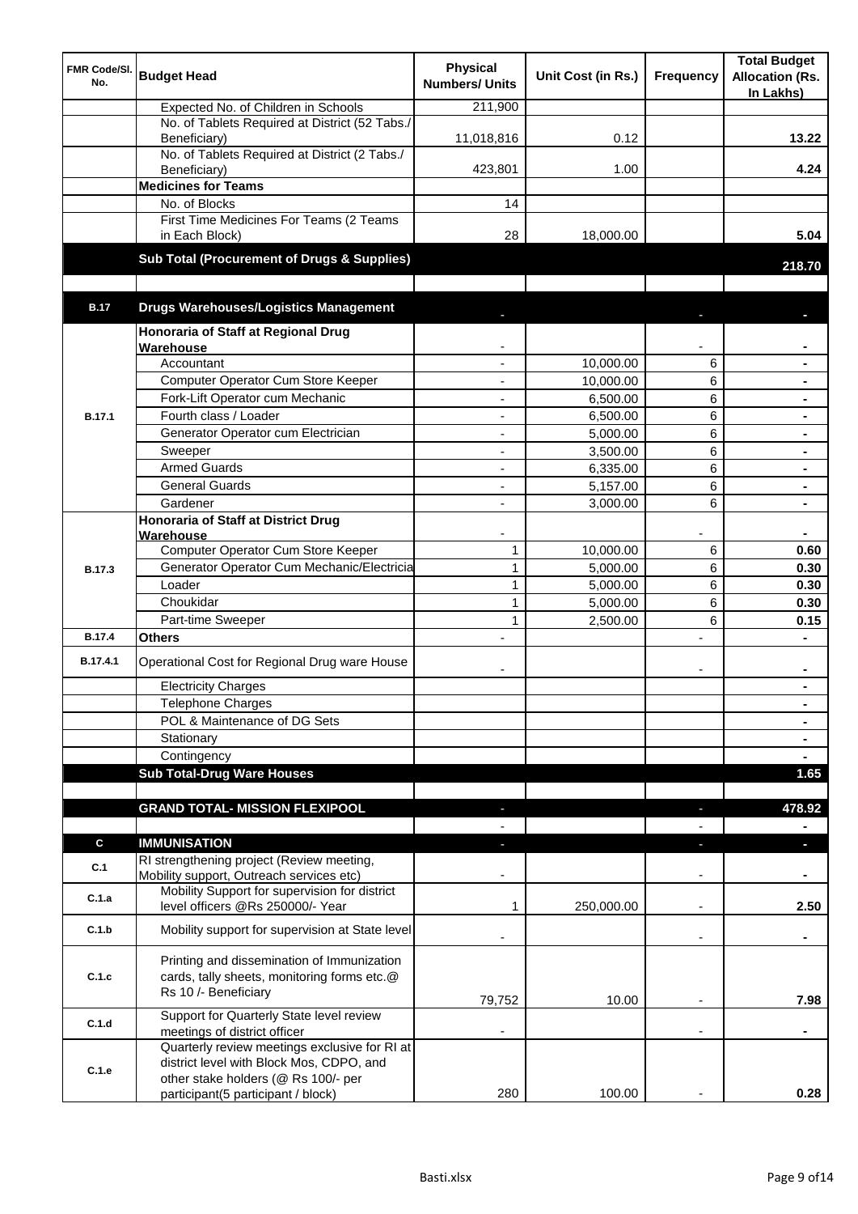| FMR Code/Sl. No. | Budget Head | Physical Numbers/ Units | Unit Cost (in Rs.) | Frequency | Total Budget Allocation (Rs. In Lakhs) |
|---|---|---|---|---|---|
| | Expected No. of Children in Schools | 211,900 | | | |
| | No. of Tablets Required at District (52 Tabs./ Beneficiary) | 11,018,816 | 0.12 | | 13.22 |
| | No. of Tablets Required at District (2 Tabs./ Beneficiary) | 423,801 | 1.00 | | 4.24 |
| | **Medicines for Teams** | | | | |
| | No. of Blocks | 14 | | | |
| | First Time Medicines For Teams (2 Teams in Each Block) | 28 | 18,000.00 | | 5.04 |
| | **Sub Total (Procurement of Drugs & Supplies)** | | | | **218.70** |
| | | | | | |
| **B.17** | **Drugs Warehouses/Logistics Management** | - | | - | - |
| B.17.1 | **Honoraria of Staff at Regional Drug Warehouse** | - | | - | - |
| | Accountant | - | 10,000.00 | 6 | - |
| | Computer Operator Cum Store Keeper | - | 10,000.00 | 6 | - |
| | Fork-Lift Operator cum Mechanic | - | 6,500.00 | 6 | - |
| | Fourth class / Loader | - | 6,500.00 | 6 | - |
| | Generator Operator cum Electrician | - | 5,000.00 | 6 | - |
| | Sweeper | - | 3,500.00 | 6 | - |
| | Armed Guards | - | 6,335.00 | 6 | - |
| | General Guards | - | 5,157.00 | 6 | - |
| | Gardener | - | 3,000.00 | 6 | - |
| B.17.3 | **Honoraria of Staff at District Drug Warehouse** | - | | - | - |
| | Computer Operator Cum Store Keeper | 1 | 10,000.00 | 6 | 0.60 |
| | Generator Operator Cum Mechanic/Electricia | 1 | 5,000.00 | 6 | 0.30 |
| | Loader | 1 | 5,000.00 | 6 | 0.30 |
| | Choukidar | 1 | 5,000.00 | 6 | 0.30 |
| | Part-time Sweeper | 1 | 2,500.00 | 6 | 0.15 |
| B.17.4 | **Others** | - | | - | - |
| B.17.4.1 | Operational Cost for Regional Drug ware House | - | | - | - |
| | Electricity Charges | | | | - |
| | Telephone Charges | | | | - |
| | POL & Maintenance of DG Sets | | | | - |
| | Stationary | | | | - |
| | Contingency | | | | - |
| | **Sub Total-Drug Ware Houses** | | | | **1.65** |
| | | | | | |
| | **GRAND TOTAL- MISSION FLEXIPOOL** | - | | - | **478.92** |
| | | - | | - | - |
| **C** | **IMMUNISATION** | - | | - | - |
| C.1 | RI strengthening project (Review meeting, Mobility support, Outreach services etc) | - | | - | - |
| C.1.a | Mobility Support for supervision for district level officers @Rs 250000/- Year | 1 | 250,000.00 | - | 2.50 |
| C.1.b | Mobility support for supervision at State level | - | | - | - |
| C.1.c | Printing and dissemination of Immunization cards, tally sheets, monitoring forms etc.@ Rs 10 /- Beneficiary | 79,752 | 10.00 | - | 7.98 |
| C.1.d | Support for Quarterly State level review meetings of district officer | - | | - | - |
| C.1.e | Quarterly review meetings exclusive for RI at district level with Block Mos, CDPO, and other stake holders (@ Rs 100/- per participant(5 participant / block) | 280 | 100.00 | - | 0.28 |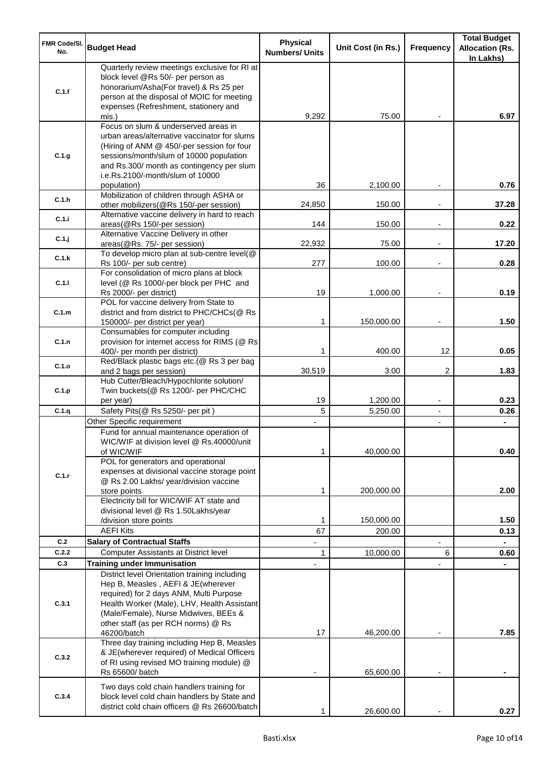| FMR Code/Sl. No. | Budget Head | Physical Numbers/ Units | Unit Cost (in Rs.) | Frequency | Total Budget Allocation (Rs. In Lakhs) |
|---|---|---|---|---|---|
| C.1.f | Quarterly review meetings exclusive for RI at block level @Rs 50/- per person as honorarium/Asha(For travel) & Rs 25 per person at the disposal of MOIC for meeting expenses (Refreshment, stationery and mis.) | 9,292 | 75.00 | - | 6.97 |
| C.1.g | Focus on slum & underserved areas in urban areas/alternative vaccinator for slums (Hiring of ANM @ 450/-per session for four sessions/month/slum of 10000 population and Rs.300/ month as contingency per slum i.e.Rs.2100/-month/slum of 10000 population) | 36 | 2,100.00 | - | 0.76 |
| C.1.h | Mobilization of children through ASHA or other mobilizers(@Rs 150/-per session) | 24,850 | 150.00 | - | 37.28 |
| C.1.i | Alternative vaccine delivery in hard to reach areas(@Rs 150/-per session) | 144 | 150.00 | - | 0.22 |
| C.1.j | Alternative Vaccine Delivery in other areas(@Rs. 75/- per session) | 22,932 | 75.00 | - | 17.20 |
| C.1.k | To develop micro plan at sub-centre level(@ Rs 100/- per sub centre) | 277 | 100.00 | - | 0.28 |
| C.1.l | For consolidation of micro plans at block level (@ Rs 1000/-per block per PHC and Rs 2000/- per district) | 19 | 1,000.00 | - | 0.19 |
| C.1.m | POL for vaccine delivery from State to district and from district to PHC/CHCs(@ Rs 150000/- per district per year) | 1 | 150,000.00 | - | 1.50 |
| C.1.n | Consumables for computer including provision for internet access for RIMS (@ Rs 400/- per month per district) | 1 | 400.00 | 12 | 0.05 |
| C.1.o | Red/Black plastic bags etc.(@ Rs 3 per bag and 2 bags per session) | 30,519 | 3.00 | 2 | 1.83 |
| C.1.p | Hub Cutter/Bleach/Hypochlorite solution/ Twin buckets(@ Rs 1200/- per PHC/CHC per year) | 19 | 1,200.00 | - | 0.23 |
| C.1.q | Safety Pits(@ Rs 5250/- per pit ) | 5 | 5,250.00 | - | 0.26 |
| C.1.r | Other Specific requirement | - | | - | - |
| | Fund for annual maintenance operation of WIC/WIF at division level @ Rs.40000/unit of WIC/WIF | 1 | 40,000.00 | | 0.40 |
| | POL for generators and operational expenses at divisional vaccine storage point @ Rs 2.00 Lakhs/ year/division vaccine store points | 1 | 200,000.00 | | 2.00 |
| | Electricity bill for WIC/WIF AT state and divisional level @ Rs 1.50Lakhs/year /division store points | 1 | 150,000.00 | | 1.50 |
| | AEFI Kits | 67 | 200.00 | | 0.13 |
| C.2 | **Salary of Contractual Staffs** | - | | - | - |
| C.2.2 | Computer Assistants at District level | 1 | 10,000.00 | 6 | 0.60 |
| C.3 | **Training under Immunisation** | - | | - | - |
| C.3.1 | District level Orientation training including Hep B, Measles , AEFI & JE(wherever required) for 2 days ANM, Multi Purpose Health Worker (Male), LHV, Health Assistant (Male/Female), Nurse Midwives, BEEs & other staff (as per RCH norms) @ Rs 46200/batch | 17 | 46,200.00 | - | 7.85 |
| C.3.2 | Three day training including Hep B, Measles & JE(wherever required) of Medical Officers of RI using revised MO training module) @ Rs 65600/ batch | - | 65,600.00 | - | - |
| C.3.4 | Two days cold chain handlers training for block level cold chain handlers by State and district cold chain officers @ Rs 26600/batch | 1 | 26,600.00 | - | 0.27 |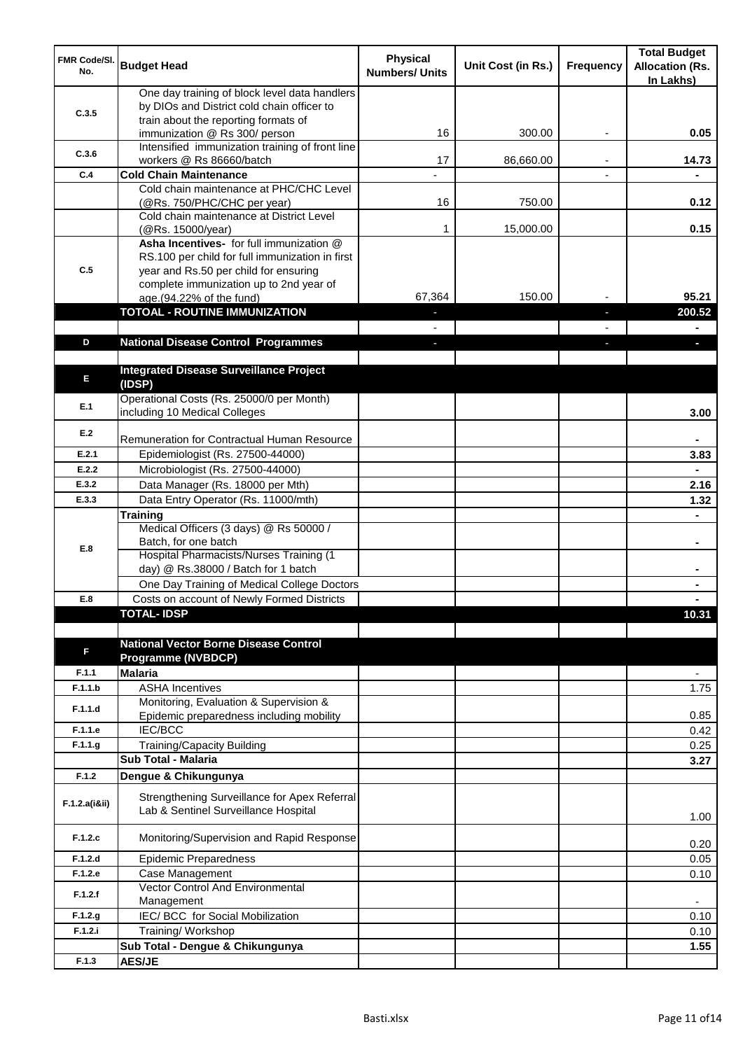| FMR Code/Sl. No. | Budget Head | Physical Numbers/ Units | Unit Cost (in Rs.) | Frequency | Total Budget Allocation (Rs. In Lakhs) |
|---|---|---|---|---|---|
| C.3.5 | One day training of block level data handlers by DIOs and District cold chain officer to train about the reporting formats of immunization @ Rs 300/ person | 16 | 300.00 | - | 0.05 |
| C.3.6 | Intensified immunization training of front line workers @ Rs 86660/batch | 17 | 86,660.00 | - | 14.73 |
| C.4 | **Cold Chain Maintenance** | - | | - | - |
| | Cold chain maintenance at PHC/CHC Level (@Rs. 750/PHC/CHC per year) | 16 | 750.00 | | 0.12 |
| | Cold chain maintenance at District Level (@Rs. 15000/year) | 1 | 15,000.00 | | 0.15 |
| C.5 | **Asha Incentives-** for full immunization @ RS.100 per child for full immunization in first year and Rs.50 per child for ensuring complete immunization up to 2nd year of age.(94.22% of the fund) | 67,364 | 150.00 | - | 95.21 |
| | **TOTOAL - ROUTINE IMMUNIZATION** | - | | - | **200.52** |
| | | - | | - | - |
| D | **National Disease Control Programmes** | - | | - | - |
| | | | | | |
| E | **Integrated Disease Surveillance Project (IDSP)** | | | | |
| E.1 | Operational Costs (Rs. 25000/0 per Month) including 10 Medical Colleges | | | | 3.00 |
| E.2 | Remuneration for Contractual Human Resource | | | | - |
| E.2.1 | Epidemiologist (Rs. 27500-44000) | | | | 3.83 |
| E.2.2 | Microbiologist (Rs. 27500-44000) | | | | - |
| E.3.2 | Data Manager (Rs. 18000 per Mth) | | | | 2.16 |
| E.3.3 | Data Entry Operator (Rs. 11000/mth) | | | | 1.32 |
| E.8 | **Training** | | | | - |
| | Medical Officers (3 days) @ Rs 50000 / Batch, for one batch | | | | - |
| | Hospital Pharmacists/Nurses Training (1 day) @ Rs.38000 / Batch for 1 batch | | | | - |
| | One Day Training of Medical College Doctors | | | | - |
| E.8 | Costs on account of Newly Formed Districts | | | | - |
| | **TOTAL- IDSP** | | | | **10.31** |
| | | | | | |
| F | **National Vector Borne Disease Control Programme (NVBDCP)** | | | | |
| F.1.1 | **Malaria** | | | | - |
| F.1.1.b | ASHA Incentives | | | | 1.75 |
| F.1.1.d | Monitoring, Evaluation & Supervision & Epidemic preparedness including mobility | | | | 0.85 |
| F.1.1.e | IEC/BCC | | | | 0.42 |
| F.1.1.g | Training/Capacity Building | | | | 0.25 |
| | **Sub Total - Malaria** | | | | **3.27** |
| F.1.2 | **Dengue & Chikungunya** | | | | |
| F.1.2.a(i&ii) | Strengthening Surveillance for Apex Referral Lab & Sentinel Surveillance Hospital | | | | 1.00 |
| F.1.2.c | Monitoring/Supervision and Rapid Response | | | | 0.20 |
| F.1.2.d | Epidemic Preparedness | | | | 0.05 |
| F.1.2.e | Case Management | | | | 0.10 |
| F.1.2.f | Vector Control And Environmental Management | | | | - |
| F.1.2.g | IEC/ BCC for Social Mobilization | | | | 0.10 |
| F.1.2.i | Training/ Workshop | | | | 0.10 |
| | **Sub Total - Dengue & Chikungunya** | | | | **1.55** |
| F.1.3 | **AES/JE** | | | | |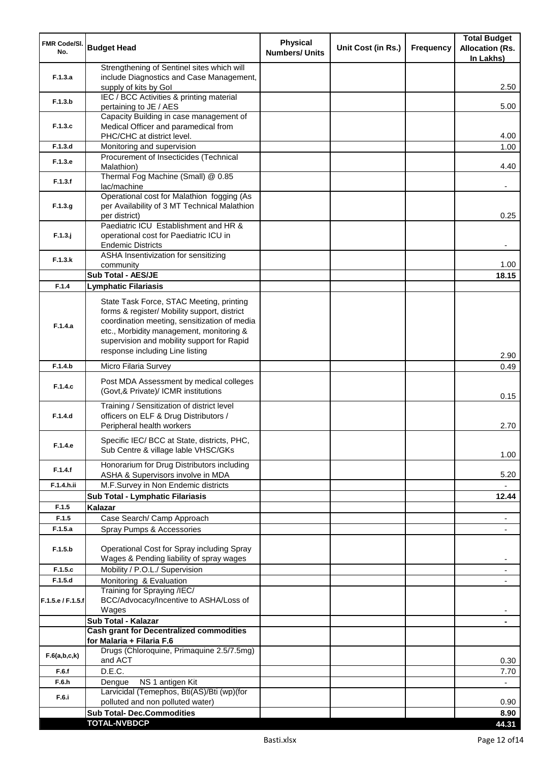| FMR Code/Sl. No. | Budget Head | Physical Numbers/ Units | Unit Cost (in Rs.) | Frequency | Total Budget Allocation (Rs. In Lakhs) |
|---|---|---|---|---|---|
| F.1.3.a | Strengthening of Sentinel sites which will include Diagnostics and Case Management, supply of kits by GoI | | | | 2.50 |
| F.1.3.b | IEC / BCC Activities & printing material pertaining to JE / AES | | | | 5.00 |
| F.1.3.c | Capacity Building in case management of Medical Officer and paramedical from PHC/CHC at district level. | | | | 4.00 |
| F.1.3.d | Monitoring and supervision | | | | 1.00 |
| F.1.3.e | Procurement of Insecticides (Technical Malathion) | | | | 4.40 |
| F.1.3.f | Thermal Fog Machine (Small) @ 0.85 lac/machine | | | | - |
| F.1.3.g | Operational cost for Malathion fogging (As per Availability of 3 MT Technical Malathion per district) | | | | 0.25 |
| F.1.3.j | Paediatric ICU Establishment and HR & operational cost for Paediatric ICU in Endemic Districts | | | | - |
| F.1.3.k | ASHA Insentivization for sensitizing community | | | | 1.00 |
| | **Sub Total - AES/JE** | | | | **18.15** |
| F.1.4 | **Lymphatic Filariasis** | | | | |
| F.1.4.a | State Task Force, STAC Meeting, printing forms & register/ Mobility support, district coordination meeting, sensitization of media etc., Morbidity management, monitoring & supervision and mobility support for Rapid response including Line listing | | | | 2.90 |
| F.1.4.b | Micro Filaria Survey | | | | 0.49 |
| F.1.4.c | Post MDA Assessment by medical colleges (Govt,& Private)/ ICMR institutions | | | | 0.15 |
| F.1.4.d | Training / Sensitization of district level officers on ELF & Drug Distributors / Peripheral health workers | | | | 2.70 |
| F.1.4.e | Specific IEC/ BCC at State, districts, PHC, Sub Centre & village lable VHSC/GKs | | | | 1.00 |
| F.1.4.f | Honorarium for Drug Distributors including ASHA & Supervisors involve in MDA | | | | 5.20 |
| F.1.4.h.ii | M.F.Survey in Non Endemic districts | | | | - |
| | **Sub Total - Lymphatic Filariasis** | | | | **12.44** |
| F.1.5 | **Kalazar** | | | | |
| F.1.5 | Case Search/ Camp Approach | | | | - |
| F.1.5.a | Spray Pumps & Accessories | | | | - |
| F.1.5.b | Operational Cost for Spray including Spray Wages & Pending liability of spray wages | | | | - |
| F.1.5.c | Mobility / P.O.L./ Supervision | | | | - |
| F.1.5.d | Monitoring & Evaluation | | | | - |
| F.1.5.e / F.1.5.f | Training for Spraying /IEC/ BCC/Advocacy/Incentive to ASHA/Loss of Wages | | | | - |
| | **Sub Total - Kalazar** | | | | **-** |
| | **Cash grant for Decentralized commodities for Malaria + Filaria F.6** | | | | |
| F.6(a,b,c,k) | Drugs (Chloroquine, Primaquine 2.5/7.5mg) and ACT | | | | 0.30 |
| F.6.f | D.E.C. | | | | 7.70 |
| F.6.h | Dengue NS 1 antigen Kit | | | | - |
| F.6.i | Larvicidal (Temephos, Bti(AS)/Bti (wp)(for polluted and non polluted water) | | | | 0.90 |
| | **Sub Total- Dec.Commodities** | | | | **8.90** |
| | **TOTAL-NVBDCP** | | | | **44.31** |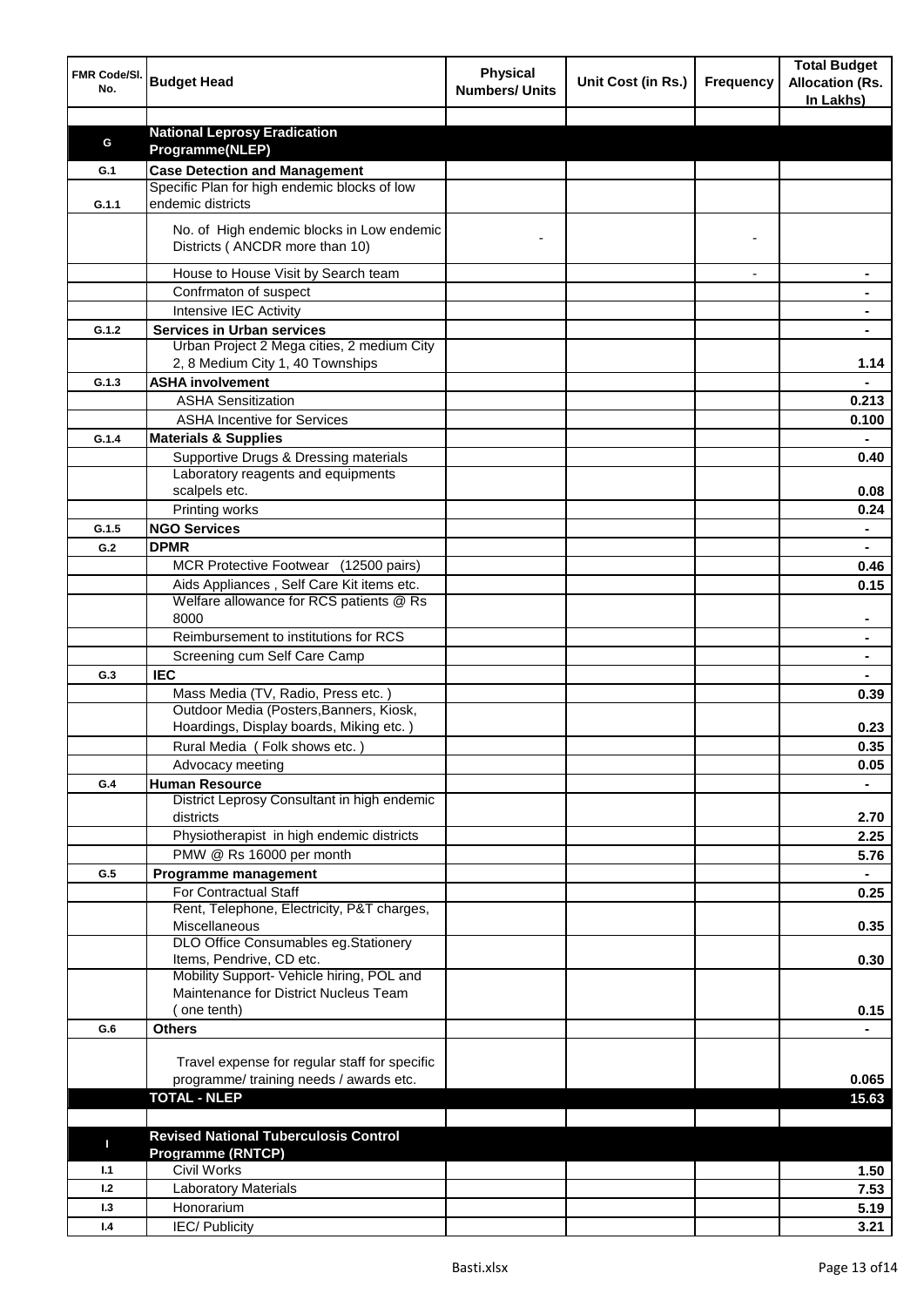| FMR Code/Sl. No. | Budget Head | Physical Numbers/ Units | Unit Cost (in Rs.) | Frequency | Total Budget Allocation (Rs. In Lakhs) |
|---|---|---|---|---|---|
| | | | | | |
| G | **National Leprosy Eradication Programme(NLEP)** | | | | |
| G.1 | **Case Detection and Management** | | | | |
| G.1.1 | Specific Plan for high endemic blocks of low endemic districts | | | | |
| | No. of High endemic blocks in Low endemic Districts ( ANCDR more than 10) | - | | - | |
| | House to House Visit by Search team | | | - | - |
| | Confrmaton of suspect | | | | - |
| | Intensive IEC Activity | | | | - |
| G.1.2 | **Services in Urban services** | | | | - |
| | Urban Project 2 Mega cities, 2 medium City 2, 8 Medium City 1, 40 Townships | | | | 1.14 |
| G.1.3 | **ASHA involvement** | | | | - |
| | ASHA Sensitization | | | | 0.213 |
| | ASHA Incentive for Services | | | | 0.100 |
| G.1.4 | **Materials & Supplies** | | | | - |
| | Supportive Drugs & Dressing materials | | | | 0.40 |
| | Laboratory reagents and equipments scalpels etc. | | | | 0.08 |
| | Printing works | | | | 0.24 |
| G.1.5 | **NGO Services** | | | | - |
| G.2 | **DPMR** | | | | - |
| | MCR Protective Footwear (12500 pairs) | | | | 0.46 |
| | Aids Appliances , Self Care Kit items etc. | | | | 0.15 |
| | Welfare allowance for RCS patients @ Rs 8000 | | | | - |
| | Reimbursement to institutions for RCS | | | | - |
| | Screening cum Self Care Camp | | | | - |
| G.3 | **IEC** | | | | - |
| | Mass Media (TV, Radio, Press etc. ) | | | | 0.39 |
| | Outdoor Media (Posters,Banners, Kiosk, Hoardings, Display boards, Miking etc. ) | | | | 0.23 |
| | Rural Media ( Folk shows etc. ) | | | | 0.35 |
| | Advocacy meeting | | | | 0.05 |
| G.4 | **Human Resource** | | | | - |
| | District Leprosy Consultant in high endemic districts | | | | 2.70 |
| | Physiotherapist in high endemic districts | | | | 2.25 |
| | PMW @ Rs 16000 per month | | | | 5.76 |
| G.5 | **Programme management** | | | | - |
| | For Contractual Staff | | | | 0.25 |
| | Rent, Telephone, Electricity, P&T charges, Miscellaneous | | | | 0.35 |
| | DLO Office Consumables eg.Stationery Items, Pendrive, CD etc. | | | | 0.30 |
| | Mobility Support- Vehicle hiring, POL and Maintenance for District Nucleus Team ( one tenth) | | | | 0.15 |
| G.6 | **Others** | | | | - |
| | Travel expense for regular staff for specific programme/ training needs / awards etc. | | | | 0.065 |
| | **TOTAL - NLEP** | | | | **15.63** |
| | | | | | |
| I | **Revised National Tuberculosis Control Programme (RNTCP)** | | | | |
| I.1 | Civil Works | | | | 1.50 |
| I.2 | Laboratory Materials | | | | 7.53 |
| I.3 | Honorarium | | | | 5.19 |
| I.4 | IEC/ Publicity | | | | 3.21 |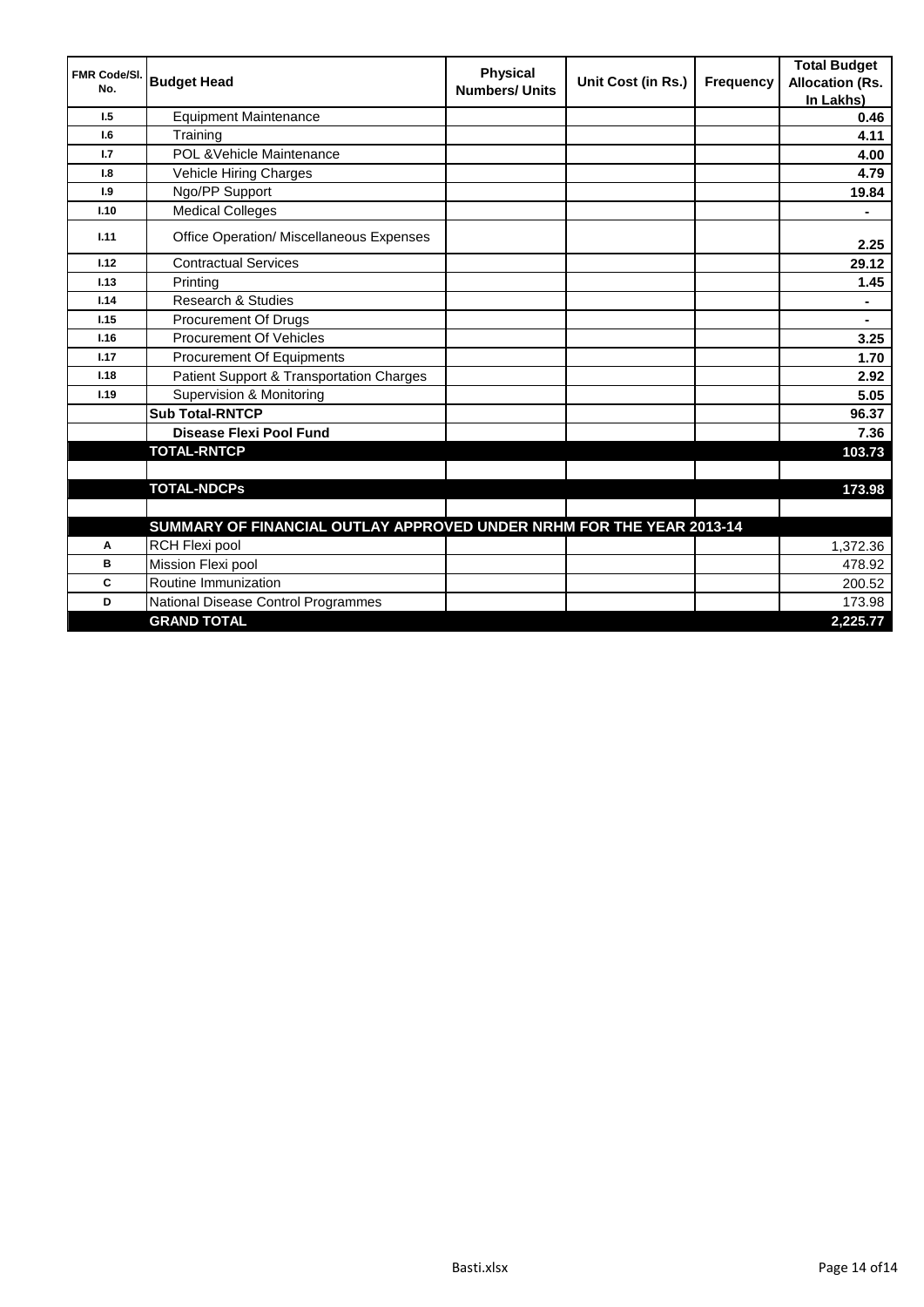| FMR Code/Sl. No. | Budget Head | Physical Numbers/ Units | Unit Cost (in Rs.) | Frequency | Total Budget Allocation (Rs. In Lakhs) |
|---|---|---|---|---|---|
| I.5 | Equipment Maintenance | | | | 0.46 |
| I.6 | Training | | | | 4.11 |
| I.7 | POL &Vehicle Maintenance | | | | 4.00 |
| I.8 | Vehicle Hiring Charges | | | | 4.79 |
| I.9 | Ngo/PP Support | | | | 19.84 |
| I.10 | Medical Colleges | | | | - |
| I.11 | Office Operation/ Miscellaneous Expenses | | | | 2.25 |
| I.12 | Contractual Services | | | | 29.12 |
| I.13 | Printing | | | | 1.45 |
| I.14 | Research & Studies | | | | - |
| I.15 | Procurement Of Drugs | | | | - |
| I.16 | Procurement Of Vehicles | | | | 3.25 |
| I.17 | Procurement Of Equipments | | | | 1.70 |
| I.18 | Patient Support & Transportation Charges | | | | 2.92 |
| I.19 | Supervision & Monitoring | | | | 5.05 |
| | **Sub Total-RNTCP** | | | | **96.37** |
| | **Disease Flexi Pool Fund** | | | | **7.36** |
| | **TOTAL-RNTCP** | | | | **103.73** |
| | | | | | |
| | **TOTAL-NDCPs** | | | | **173.98** |
| | | | | | |
| | **SUMMARY OF FINANCIAL OUTLAY APPROVED UNDER NRHM FOR THE YEAR 2013-14** | | | | |
| A | RCH Flexi pool | | | | 1,372.36 |
| B | Mission Flexi pool | | | | 478.92 |
| C | Routine Immunization | | | | 200.52 |
| D | National Disease Control Programmes | | | | 173.98 |
| | **GRAND TOTAL** | | | | **2,225.77** |